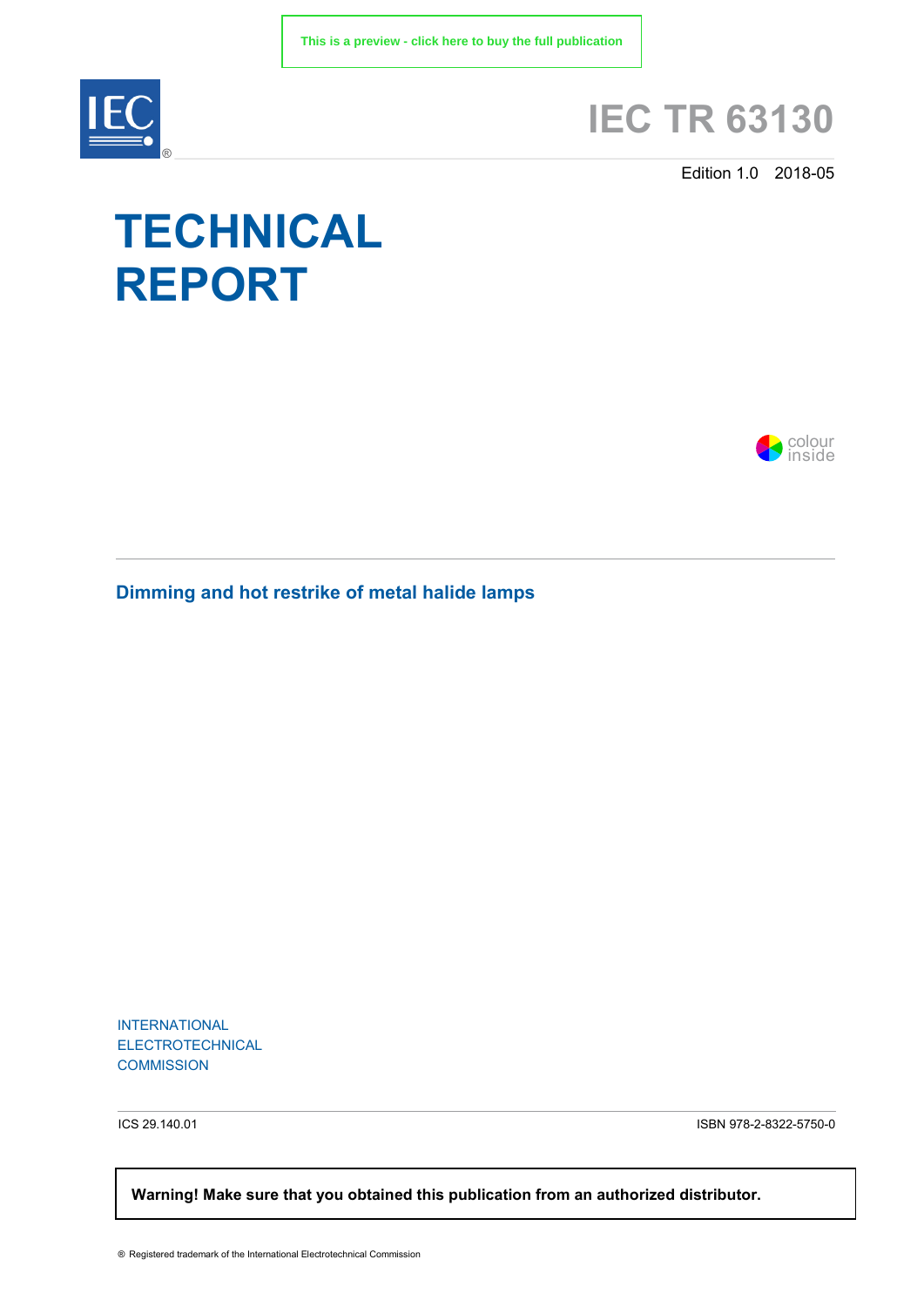This is a preview - click here to buy the full publication

# IEC TR 63130

Edition 1.0 2018-05

# TECHNICAL REPORT

colour inside

## Dimming and hot restrike of metal halide lamps

INTERNATIONAL ELECTROTECHNICAL COMMISSION

ICS 29.140.01

ISBN 978-2-8322-5750-0

**Warning! Make sure that you obtained this publication from an authorized distributor.**

® Registered trademark of the International Electrotechnical Commission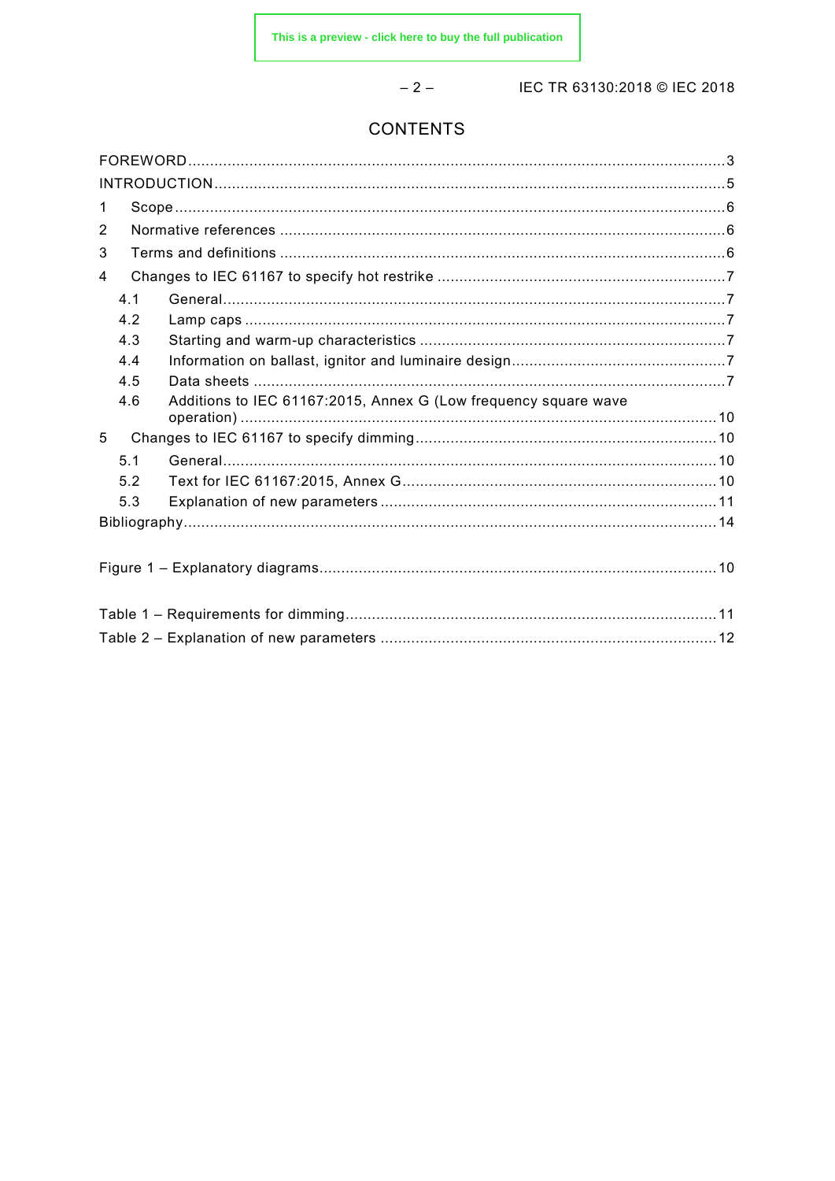# CONTENTS

FOREWORD ... 3
INTRODUCTION ... 5
1 Scope ... 6
2 Normative references ... 6
3 Terms and definitions ... 6
4 Changes to IEC 61167 to specify hot restrike ... 7
 4.1 General ... 7
 4.2 Lamp caps ... 7
 4.3 Starting and warm-up characteristics ... 7
 4.4 Information on ballast, ignitor and luminaire design ... 7
 4.5 Data sheets ... 7
 4.6 Additions to IEC 61167:2015, Annex G (Low frequency square wave operation) ... 10
5 Changes to IEC 61167 to specify dimming ... 10
 5.1 General ... 10
 5.2 Text for IEC 61167:2015, Annex G ... 10
 5.3 Explanation of new parameters ... 11
Bibliography ... 14

Figure 1 – Explanatory diagrams ... 10

Table 1 – Requirements for dimming ... 11
Table 2 – Explanation of new parameters ... 12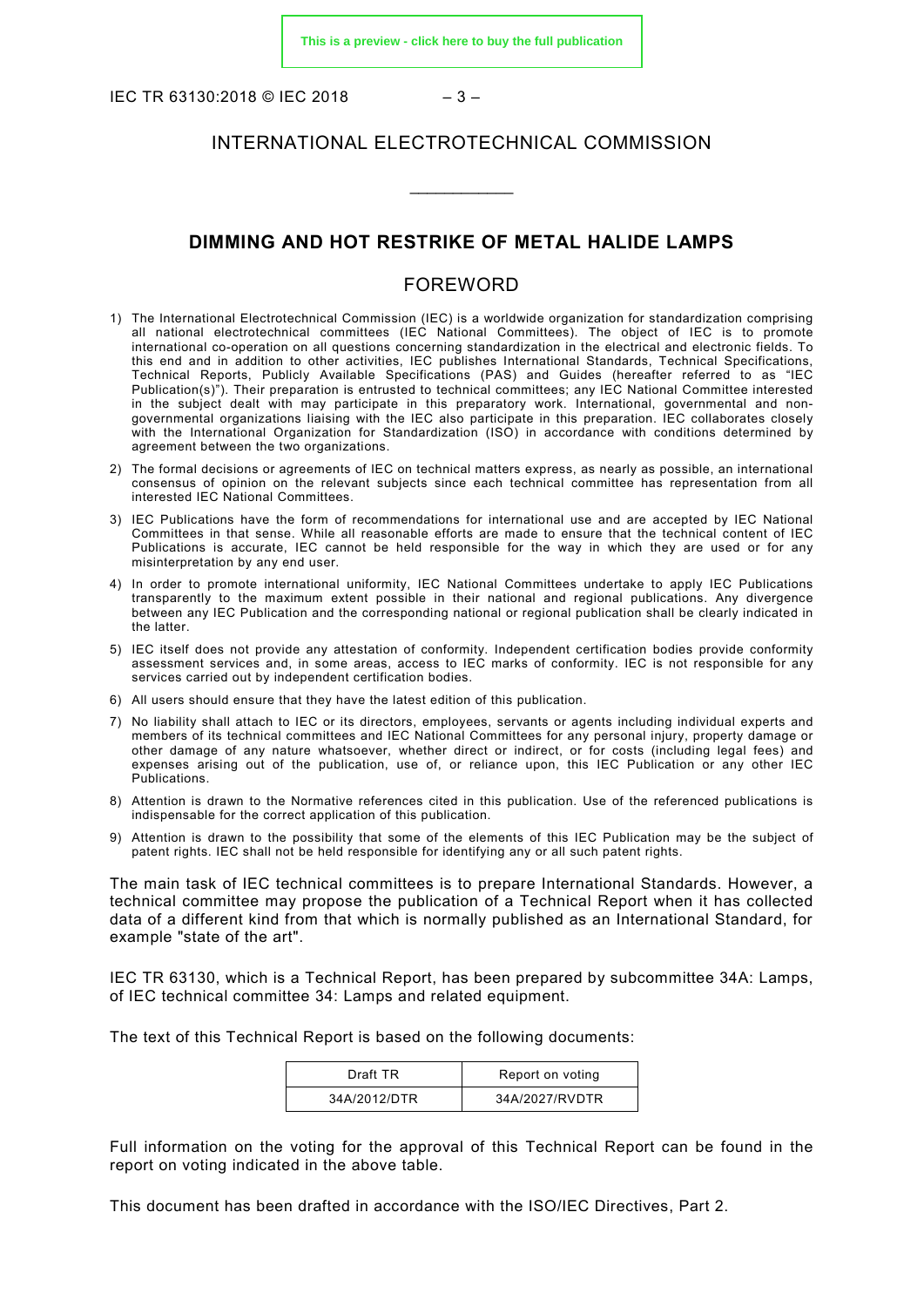# INTERNATIONAL ELECTROTECHNICAL COMMISSION

\_\_\_\_\_\_\_\_\_\_\_\_

## DIMMING AND HOT RESTRIKE OF METAL HALIDE LAMPS

## FOREWORD

1) The International Electrotechnical Commission (IEC) is a worldwide organization for standardization comprising all national electrotechnical committees (IEC National Committees). The object of IEC is to promote international co-operation on all questions concerning standardization in the electrical and electronic fields. To this end and in addition to other activities, IEC publishes International Standards, Technical Specifications, Technical Reports, Publicly Available Specifications (PAS) and Guides (hereafter referred to as "IEC Publication(s)"). Their preparation is entrusted to technical committees; any IEC National Committee interested in the subject dealt with may participate in this preparatory work. International, governmental and non-governmental organizations liaising with the IEC also participate in this preparation. IEC collaborates closely with the International Organization for Standardization (ISO) in accordance with conditions determined by agreement between the two organizations.

2) The formal decisions or agreements of IEC on technical matters express, as nearly as possible, an international consensus of opinion on the relevant subjects since each technical committee has representation from all interested IEC National Committees.

3) IEC Publications have the form of recommendations for international use and are accepted by IEC National Committees in that sense. While all reasonable efforts are made to ensure that the technical content of IEC Publications is accurate, IEC cannot be held responsible for the way in which they are used or for any misinterpretation by any end user.

4) In order to promote international uniformity, IEC National Committees undertake to apply IEC Publications transparently to the maximum extent possible in their national and regional publications. Any divergence between any IEC Publication and the corresponding national or regional publication shall be clearly indicated in the latter.

5) IEC itself does not provide any attestation of conformity. Independent certification bodies provide conformity assessment services and, in some areas, access to IEC marks of conformity. IEC is not responsible for any services carried out by independent certification bodies.

6) All users should ensure that they have the latest edition of this publication.

7) No liability shall attach to IEC or its directors, employees, servants or agents including individual experts and members of its technical committees and IEC National Committees for any personal injury, property damage or other damage of any nature whatsoever, whether direct or indirect, or for costs (including legal fees) and expenses arising out of the publication, use of, or reliance upon, this IEC Publication or any other IEC Publications.

8) Attention is drawn to the Normative references cited in this publication. Use of the referenced publications is indispensable for the correct application of this publication.

9) Attention is drawn to the possibility that some of the elements of this IEC Publication may be the subject of patent rights. IEC shall not be held responsible for identifying any or all such patent rights.

The main task of IEC technical committees is to prepare International Standards. However, a technical committee may propose the publication of a Technical Report when it has collected data of a different kind from that which is normally published as an International Standard, for example "state of the art".

IEC TR 63130, which is a Technical Report, has been prepared by subcommittee 34A: Lamps, of IEC technical committee 34: Lamps and related equipment.

The text of this Technical Report is based on the following documents:

| Draft TR | Report on voting |
|---|---|
| 34A/2012/DTR | 34A/2027/RVDTR |

Full information on the voting for the approval of this Technical Report can be found in the report on voting indicated in the above table.

This document has been drafted in accordance with the ISO/IEC Directives, Part 2.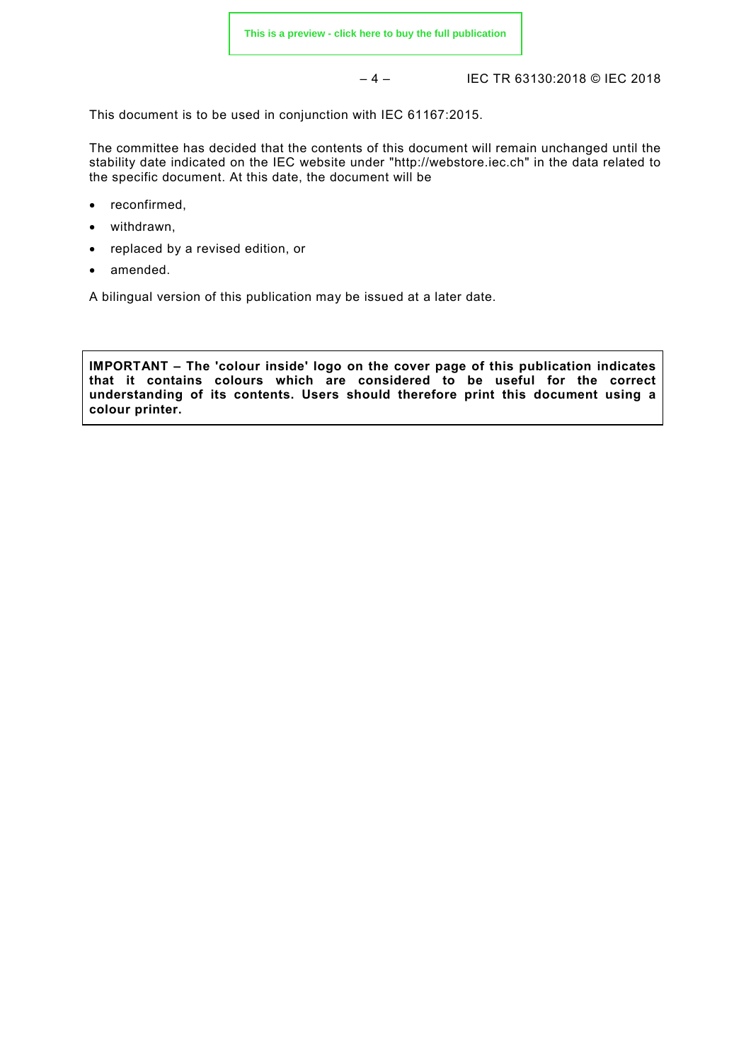This document is to be used in conjunction with IEC 61167:2015.

The committee has decided that the contents of this document will remain unchanged until the stability date indicated on the IEC website under "http://webstore.iec.ch" in the data related to the specific document. At this date, the document will be

- reconfirmed,
- withdrawn,
- replaced by a revised edition, or
- amended.

A bilingual version of this publication may be issued at a later date.

**IMPORTANT – The 'colour inside' logo on the cover page of this publication indicates that it contains colours which are considered to be useful for the correct understanding of its contents. Users should therefore print this document using a colour printer.**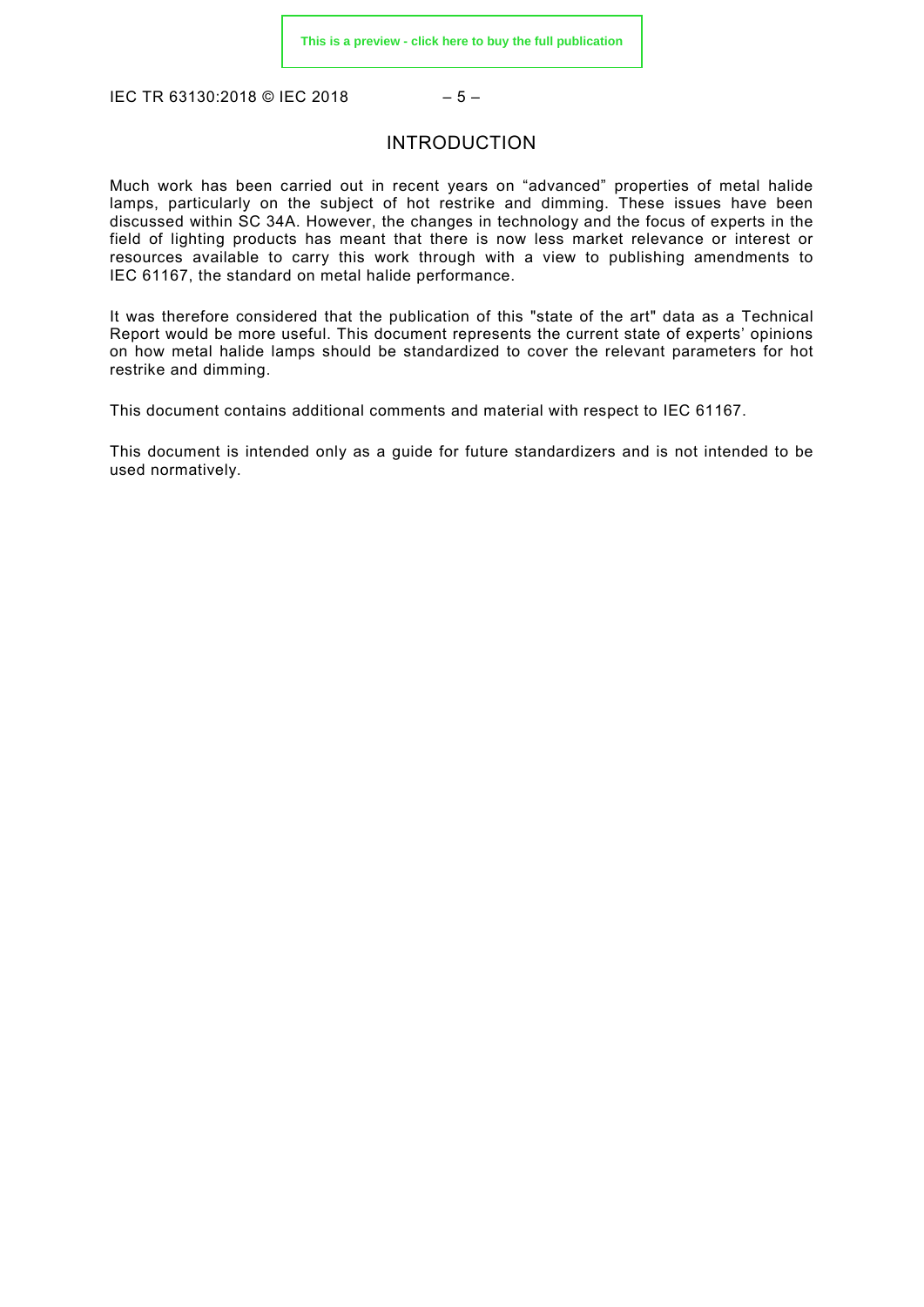# INTRODUCTION

Much work has been carried out in recent years on “advanced” properties of metal halide lamps, particularly on the subject of hot restrike and dimming. These issues have been discussed within SC 34A. However, the changes in technology and the focus of experts in the field of lighting products has meant that there is now less market relevance or interest or resources available to carry this work through with a view to publishing amendments to IEC 61167, the standard on metal halide performance.

It was therefore considered that the publication of this "state of the art" data as a Technical Report would be more useful. This document represents the current state of experts’ opinions on how metal halide lamps should be standardized to cover the relevant parameters for hot restrike and dimming.

This document contains additional comments and material with respect to IEC 61167.

This document is intended only as a guide for future standardizers and is not intended to be used normatively.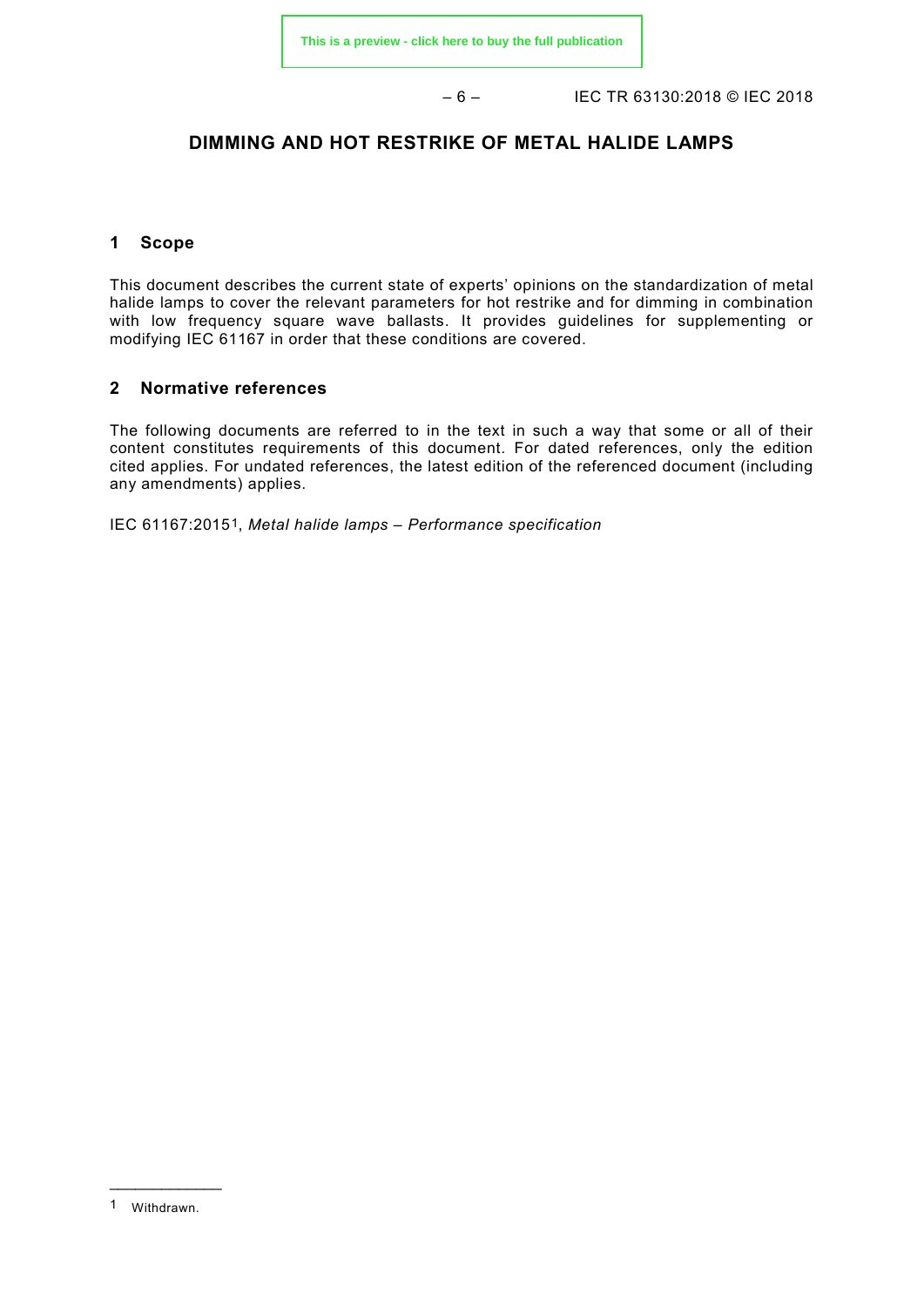# DIMMING AND HOT RESTRIKE OF METAL HALIDE LAMPS

## 1 Scope

This document describes the current state of experts' opinions on the standardization of metal halide lamps to cover the relevant parameters for hot restrike and for dimming in combination with low frequency square wave ballasts. It provides guidelines for supplementing or modifying IEC 61167 in order that these conditions are covered.

## 2 Normative references

The following documents are referred to in the text in such a way that some or all of their content constitutes requirements of this document. For dated references, only the edition cited applies. For undated references, the latest edition of the referenced document (including any amendments) applies.

IEC 61167:2015[1], *Metal halide lamps – Performance specification*

---

[1] Withdrawn.